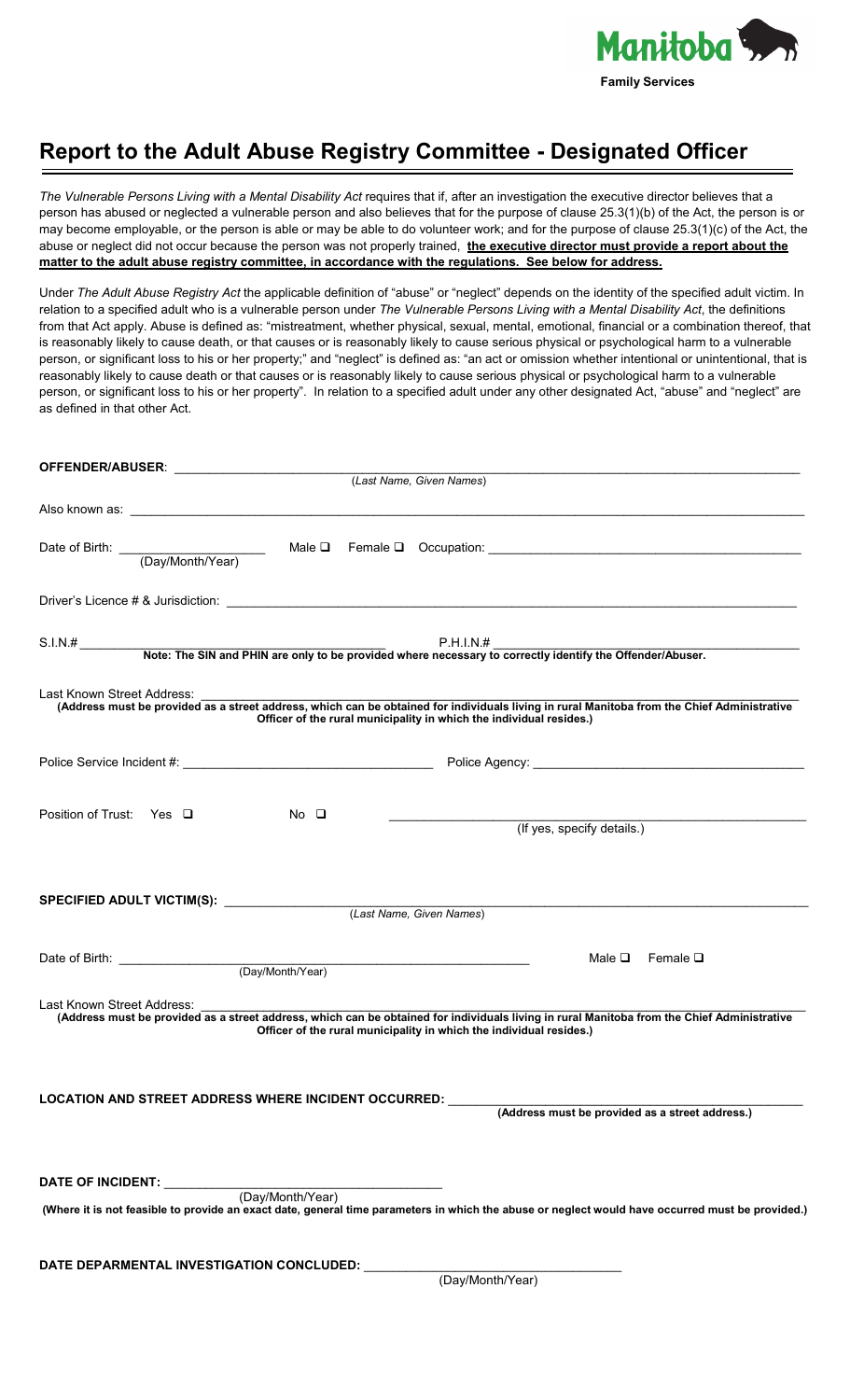Manitoba

Family Services

# Report to the Adult Abuse Registry Committee - Designated Officer

*The Vulnerable Persons Living with a Mental Disability Act* requires that if, after an investigation the executive director believes that a person has abused or neglected a vulnerable person and also believes that for the purpose of clause 25.3(1)(b) of the Act, the person is or may become employable, or the person is able or may be able to do volunteer work; and for the purpose of clause 25.3(1)(c) of the Act, the abuse or neglect did not occur because the person was not properly trained, **the executive director must provide a report about the matter to the adult abuse registry committee, in accordance with the regulations. See below for address.**

Under *The Adult Abuse Registry Act* the applicable definition of "abuse" or "neglect" depends on the identity of the specified adult victim. In relation to a specified adult who is a vulnerable person under *The Vulnerable Persons Living with a Mental Disability Act*, the definitions from that Act apply. Abuse is defined as: "mistreatment, whether physical, sexual, mental, emotional, financial or a combination thereof, that is reasonably likely to cause death, or that causes or is reasonably likely to cause serious physical or psychological harm to a vulnerable person, or significant loss to his or her property;" and "neglect" is defined as: "an act or omission whether intentional or unintentional, that is reasonably likely to cause death or that causes or is reasonably likely to cause serious physical or psychological harm to a vulnerable person, or significant loss to his or her property". In relation to a specified adult under any other designated Act, "abuse" and "neglect" are as defined in that other Act.

**OFFENDER/ABUSER**: ______________________________
(*Last Name, Given Names*)

Also known as: ______________________________

Date of Birth: ____________ (Day/Month/Year)     Male ❑   Female ❑   Occupation: ______________________________

Driver's Licence # & Jurisdiction: ______________________________

S.I.N.# ______________________________     P.H.I.N.# ______________________________

**Note: The SIN and PHIN are only to be provided where necessary to correctly identify the Offender/Abuser.**

Last Known Street Address: ______________________________

**(Address must be provided as a street address, which can be obtained for individuals living in rural Manitoba from the Chief Administrative Officer of the rural municipality in which the individual resides.)**

Police Service Incident #: ______________________________     Police Agency: ______________________________

Position of Trust:   Yes ❑     No ❑     ______________________________
(If yes, specify details.)

**SPECIFIED ADULT VICTIM(S):** ______________________________
(*Last Name, Given Names*)

Date of Birth: ______________________________ (Day/Month/Year)     Male ❑   Female ❑

Last Known Street Address: ______________________________

**(Address must be provided as a street address, which can be obtained for individuals living in rural Manitoba from the Chief Administrative Officer of the rural municipality in which the individual resides.)**

**LOCATION AND STREET ADDRESS WHERE INCIDENT OCCURRED:** ______________________________

**(Address must be provided as a street address.)**

**DATE OF INCIDENT:** ______________________________
(Day/Month/Year)

**(Where it is not feasible to provide an exact date, general time parameters in which the abuse or neglect would have occurred must be provided.)**

**DATE DEPARMENTAL INVESTIGATION CONCLUDED:** ______________________________
(Day/Month/Year)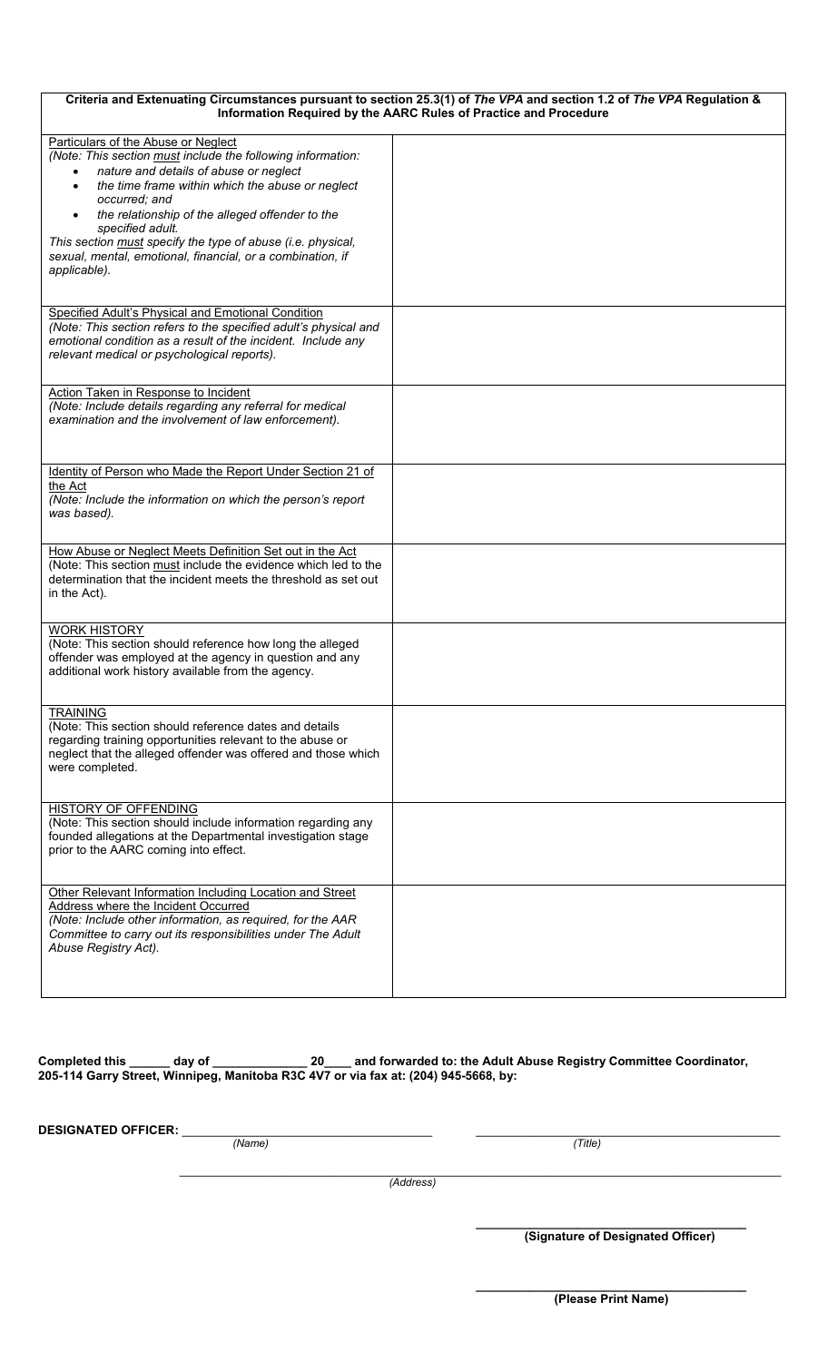| **Criteria and Extenuating Circumstances pursuant to section 25.3(1) of *The VPA* and section 1.2 of *The VPA* Regulation & Information Required by the AARC Rules of Practice and Procedure** | |
|---|---|
| Particulars of the Abuse or Neglect<br>*(Note: This section must include the following information:*<br>• *nature and details of abuse or neglect*<br>• *the time frame within which the abuse or neglect occurred; and*<br>• *the relationship of the alleged offender to the specified adult.*<br>*This section must specify the type of abuse (i.e. physical, sexual, mental, emotional, financial, or a combination, if applicable).* | |
| Specified Adult's Physical and Emotional Condition<br>*(Note: This section refers to the specified adult's physical and emotional condition as a result of the incident. Include any relevant medical or psychological reports).* | |
| Action Taken in Response to Incident<br>*(Note: Include details regarding any referral for medical examination and the involvement of law enforcement).* | |
| Identity of Person who Made the Report Under Section 21 of the Act<br>*(Note: Include the information on which the person's report was based).* | |
| How Abuse or Neglect Meets Definition Set out in the Act<br>(Note: This section must include the evidence which led to the determination that the incident meets the threshold as set out in the Act). | |
| WORK HISTORY<br>(Note: This section should reference how long the alleged offender was employed at the agency in question and any additional work history available from the agency. | |
| TRAINING<br>(Note: This section should reference dates and details regarding training opportunities relevant to the abuse or neglect that the alleged offender was offered and those which were completed. | |
| HISTORY OF OFFENDING<br>(Note: This section should include information regarding any founded allegations at the Departmental investigation stage prior to the AARC coming into effect. | |
| Other Relevant Information Including Location and Street Address where the Incident Occurred<br>*(Note: Include other information, as required, for the AAR Committee to carry out its responsibilities under The Adult Abuse Registry Act).* | |

**Completed this ______ day of ______________ 20____ and forwarded to: the Adult Abuse Registry Committee Coordinator, 205-114 Garry Street, Winnipeg, Manitoba R3C 4V7 or via fax at: (204) 945-5668, by:**

**DESIGNATED OFFICER:** ____________________________________ ____________________________________
*(Name)* *(Title)*

____________________________________________________________________________
*(Address)*

____________________________________
**(Signature of Designated Officer)**

____________________________________
**(Please Print Name)**